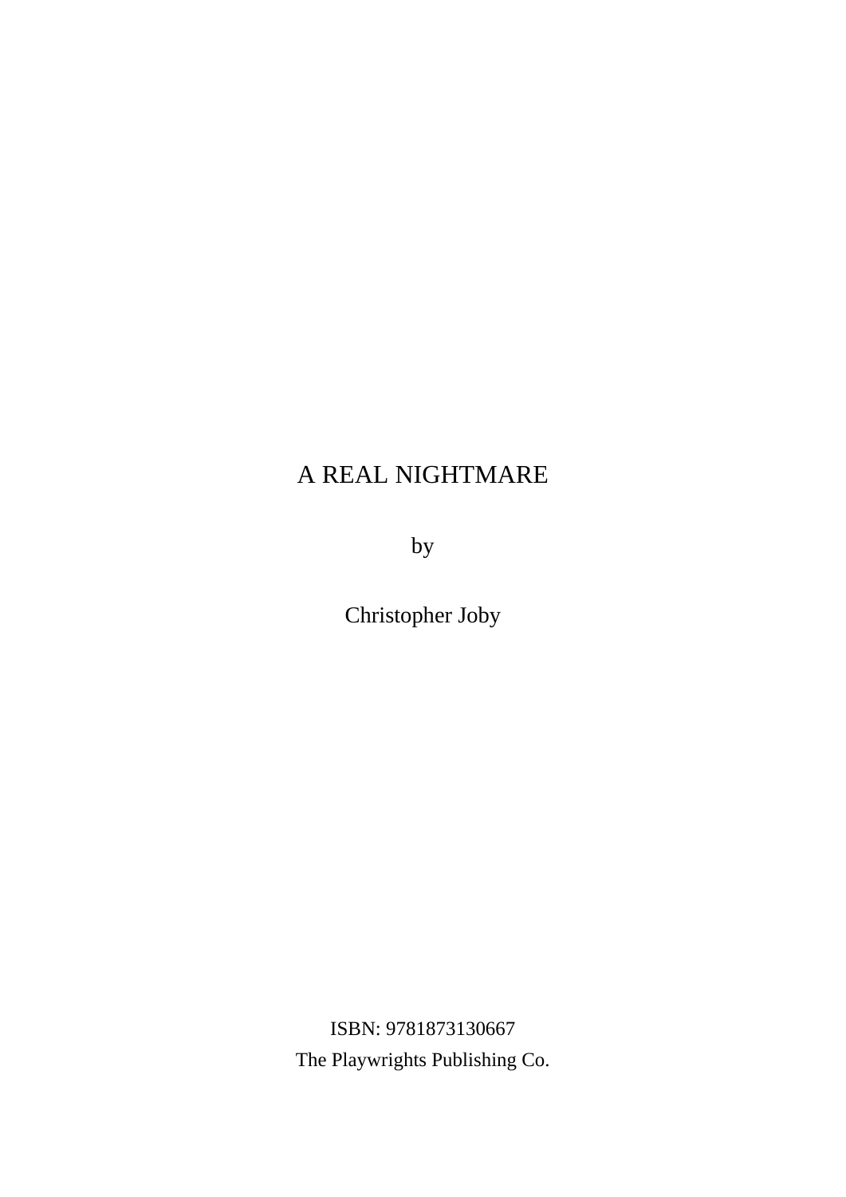# A REAL NIGHTMARE

by

Christopher Joby

ISBN: 9781873130667

The Playwrights Publishing Co.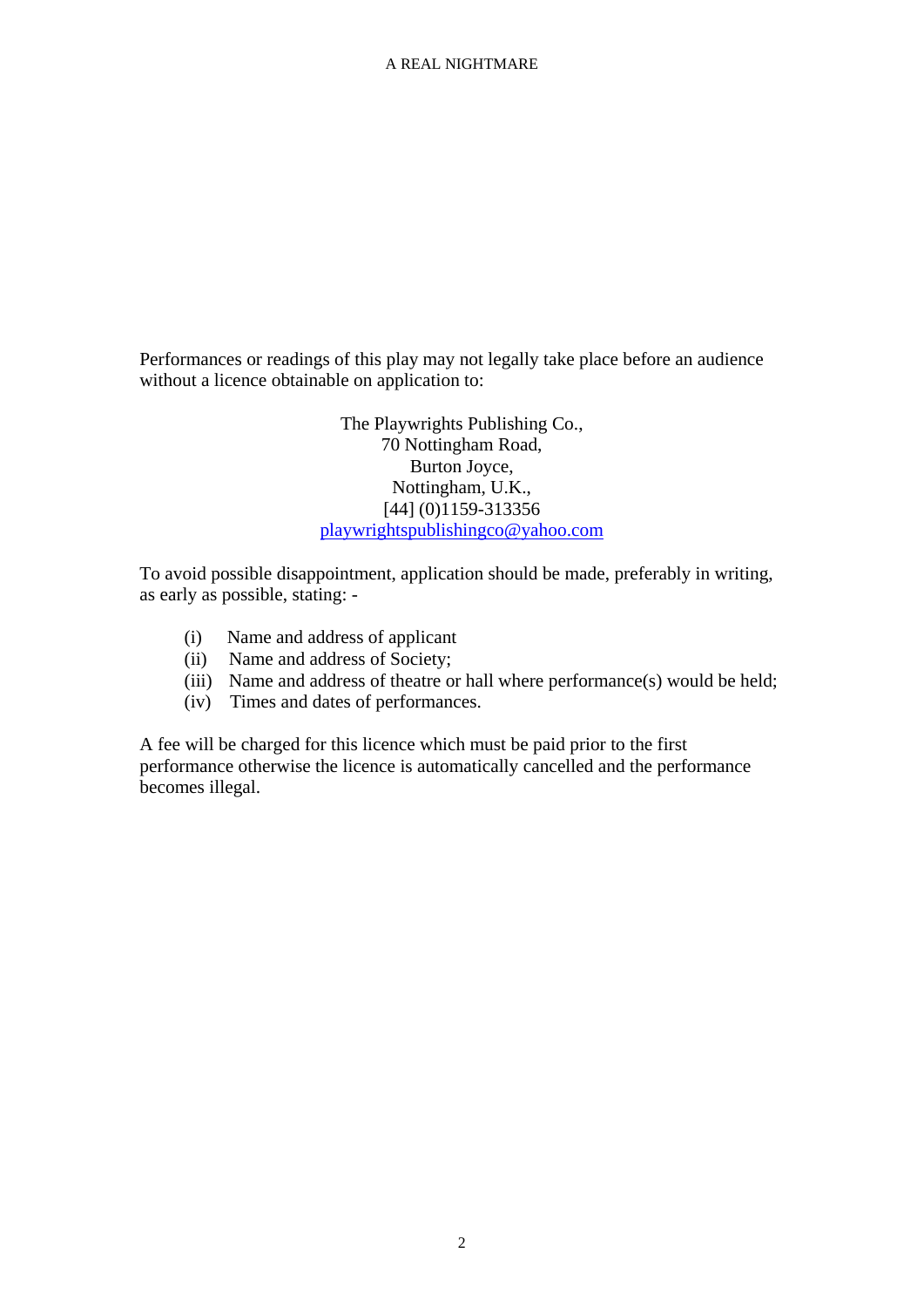Performances or readings of this play may not legally take place before an audience without a licence obtainable on application to:

The Playwrights Publishing Co.,
70 Nottingham Road,
Burton Joyce,
Nottingham, U.K.,
[44] (0)1159-313356
playwrightspublishingco@yahoo.com

To avoid possible disappointment, application should be made, preferably in writing, as early as possible, stating: -

(i) Name and address of applicant
(ii) Name and address of Society;
(iii) Name and address of theatre or hall where performance(s) would be held;
(iv) Times and dates of performances.

A fee will be charged for this licence which must be paid prior to the first performance otherwise the licence is automatically cancelled and the performance becomes illegal.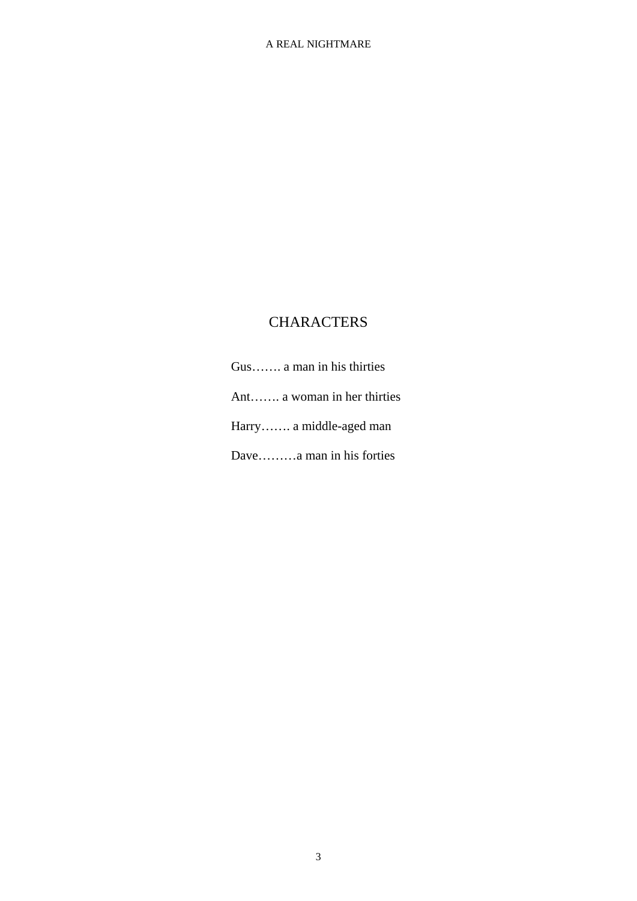## CHARACTERS

Gus……. a man in his thirties

Ant……. a woman in her thirties

Harry……. a middle-aged man

Dave………a man in his forties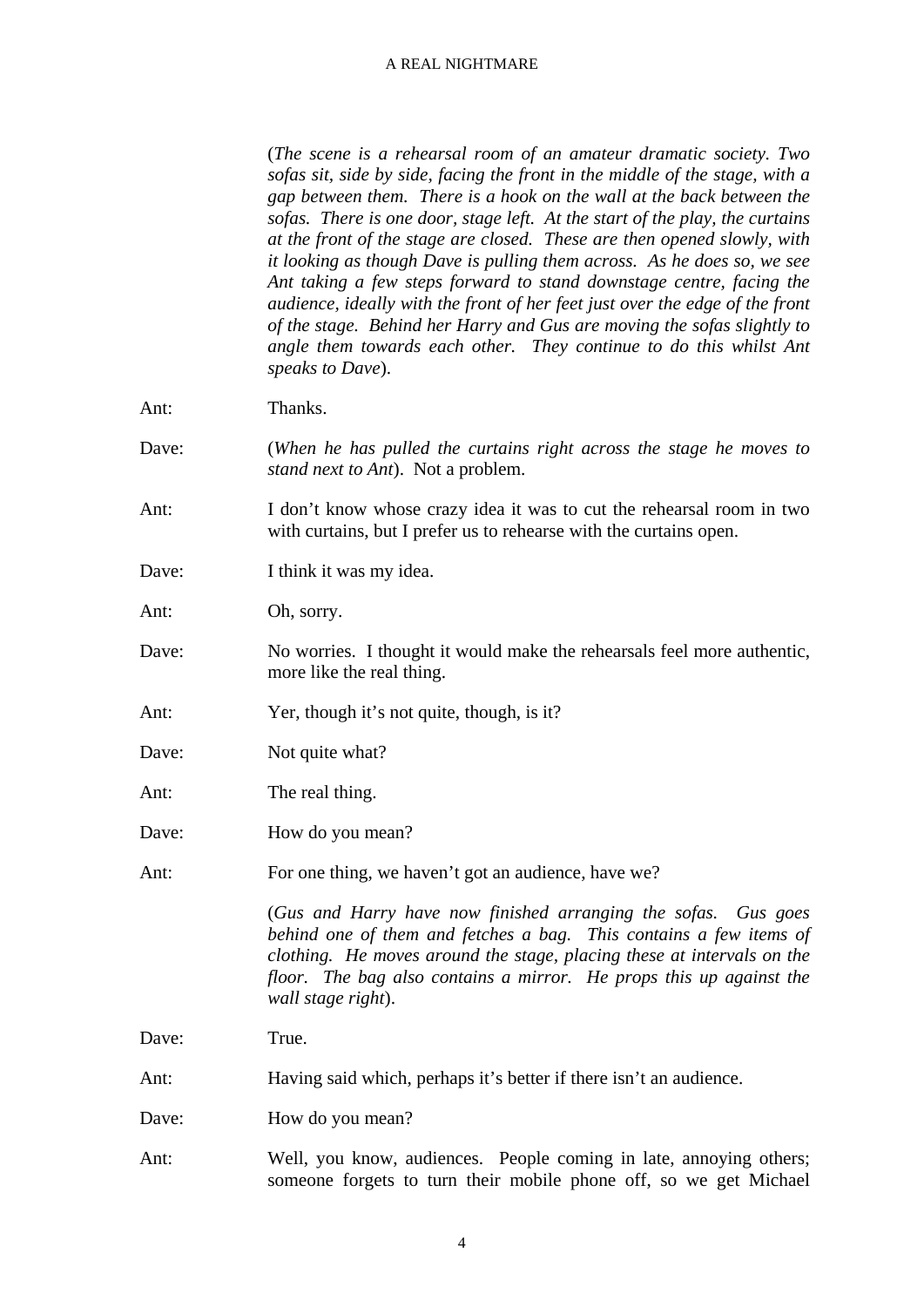(*The scene is a rehearsal room of an amateur dramatic society. Two sofas sit, side by side, facing the front in the middle of the stage, with a gap between them. There is a hook on the wall at the back between the sofas. There is one door, stage left. At the start of the play, the curtains at the front of the stage are closed. These are then opened slowly, with it looking as though Dave is pulling them across. As he does so, we see Ant taking a few steps forward to stand downstage centre, facing the audience, ideally with the front of her feet just over the edge of the front of the stage. Behind her Harry and Gus are moving the sofas slightly to angle them towards each other. They continue to do this whilst Ant speaks to Dave*).

Ant: Thanks.

Dave: (*When he has pulled the curtains right across the stage he moves to stand next to Ant*). Not a problem.

Ant: I don't know whose crazy idea it was to cut the rehearsal room in two with curtains, but I prefer us to rehearse with the curtains open.

Dave: I think it was my idea.

Ant: Oh, sorry.

Dave: No worries. I thought it would make the rehearsals feel more authentic, more like the real thing.

Ant: Yer, though it's not quite, though, is it?

Dave: Not quite what?

Ant: The real thing.

Dave: How do you mean?

Ant: For one thing, we haven't got an audience, have we?

(*Gus and Harry have now finished arranging the sofas. Gus goes behind one of them and fetches a bag. This contains a few items of clothing. He moves around the stage, placing these at intervals on the floor. The bag also contains a mirror. He props this up against the wall stage right*).

Dave: True.

Ant: Having said which, perhaps it's better if there isn't an audience.

Dave: How do you mean?

Ant: Well, you know, audiences. People coming in late, annoying others; someone forgets to turn their mobile phone off, so we get Michael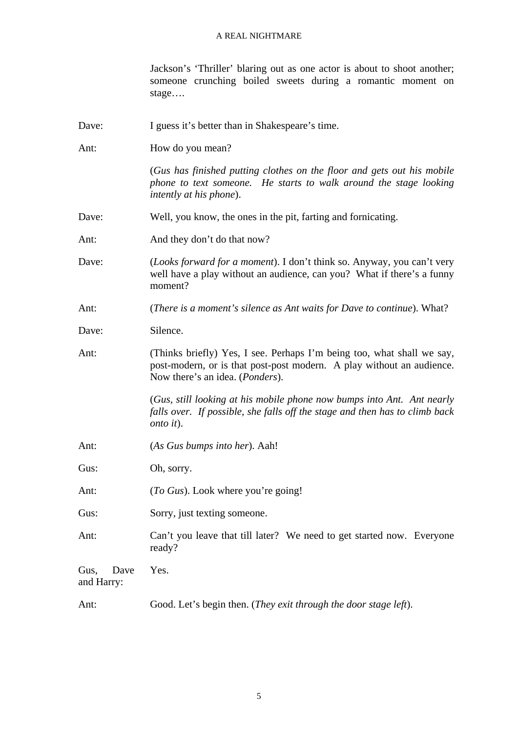Jackson's 'Thriller' blaring out as one actor is about to shoot another; someone crunching boiled sweets during a romantic moment on stage….

Dave: I guess it's better than in Shakespeare's time.

Ant: How do you mean?

(*Gus has finished putting clothes on the floor and gets out his mobile phone to text someone. He starts to walk around the stage looking intently at his phone*).

Dave: Well, you know, the ones in the pit, farting and fornicating.

Ant: And they don't do that now?

Dave: (*Looks forward for a moment*). I don't think so. Anyway, you can't very well have a play without an audience, can you? What if there's a funny moment?

Ant: (*There is a moment's silence as Ant waits for Dave to continue*). What?

Dave: Silence.

Ant: (Thinks briefly) Yes, I see. Perhaps I'm being too, what shall we say, post-modern, or is that post-post modern. A play without an audience. Now there's an idea. (*Ponders*).

(*Gus, still looking at his mobile phone now bumps into Ant. Ant nearly falls over. If possible, she falls off the stage and then has to climb back onto it*).

Ant: (*As Gus bumps into her*). Aah!

Gus: Oh, sorry.

Ant: (*To Gus*). Look where you're going!

Gus: Sorry, just texting someone.

Ant: Can't you leave that till later? We need to get started now. Everyone ready?

Gus, Dave and Harry: Yes.

Ant: Good. Let's begin then. (*They exit through the door stage left*).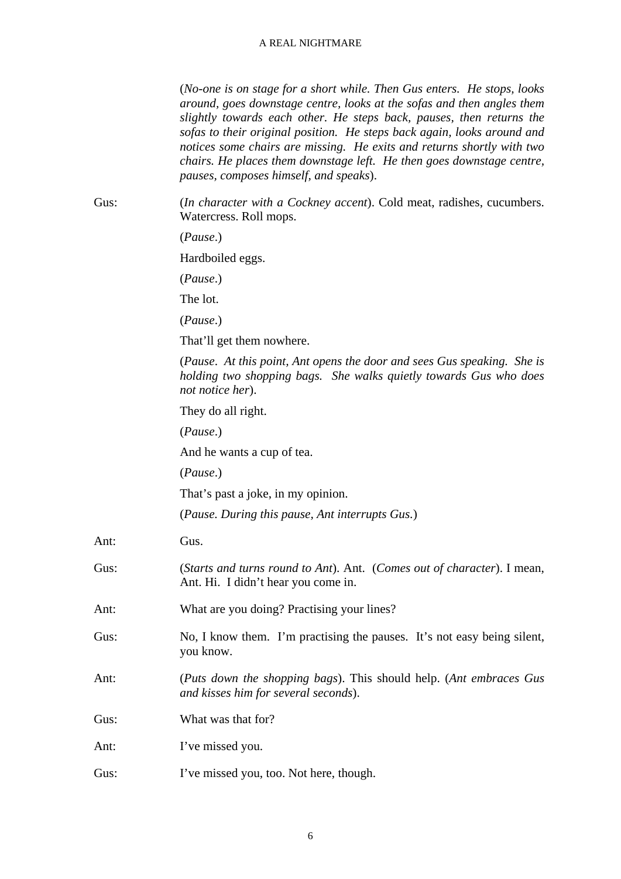(*No-one is on stage for a short while. Then Gus enters. He stops, looks around, goes downstage centre, looks at the sofas and then angles them slightly towards each other. He steps back, pauses, then returns the sofas to their original position. He steps back again, looks around and notices some chairs are missing. He exits and returns shortly with two chairs. He places them downstage left. He then goes downstage centre, pauses, composes himself, and speaks*).

Gus: (*In character with a Cockney accent*). Cold meat, radishes, cucumbers. Watercress. Roll mops.

(*Pause*.)

Hardboiled eggs.

(*Pause*.)

The lot.

(*Pause*.)

That'll get them nowhere.

(*Pause. At this point, Ant opens the door and sees Gus speaking. She is holding two shopping bags. She walks quietly towards Gus who does not notice her*).

They do all right.

(*Pause*.)

And he wants a cup of tea.

(*Pause*.)

That's past a joke, in my opinion.

(*Pause. During this pause, Ant interrupts Gus.*)

Ant: Gus.

Gus: (*Starts and turns round to Ant*). Ant. (*Comes out of character*). I mean, Ant. Hi. I didn't hear you come in.

Ant: What are you doing? Practising your lines?

Gus: No, I know them. I'm practising the pauses. It's not easy being silent, you know.

Ant: (*Puts down the shopping bags*). This should help. (*Ant embraces Gus and kisses him for several seconds*).

Gus: What was that for?

Ant: I've missed you.

Gus: I've missed you, too. Not here, though.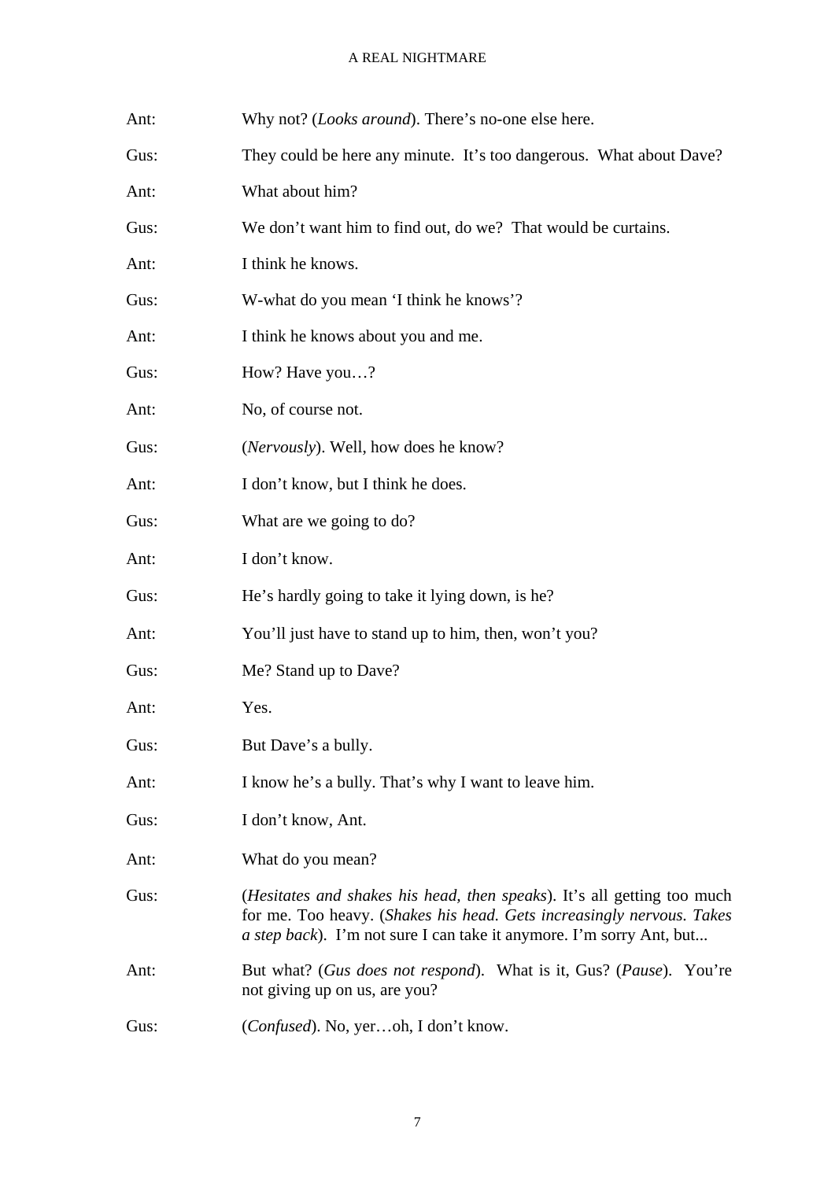Ant: Why not? (*Looks around*). There's no-one else here.

Gus: They could be here any minute. It's too dangerous. What about Dave?

Ant: What about him?

Gus: We don't want him to find out, do we? That would be curtains.

Ant: I think he knows.

Gus: W-what do you mean 'I think he knows'?

Ant: I think he knows about you and me.

Gus: How? Have you…?

Ant: No, of course not.

Gus: (*Nervously*). Well, how does he know?

Ant: I don't know, but I think he does.

Gus: What are we going to do?

Ant: I don't know.

Gus: He's hardly going to take it lying down, is he?

Ant: You'll just have to stand up to him, then, won't you?

Gus: Me? Stand up to Dave?

Ant: Yes.

Gus: But Dave's a bully.

Ant: I know he's a bully. That's why I want to leave him.

Gus: I don't know, Ant.

Ant: What do you mean?

Gus: (*Hesitates and shakes his head, then speaks*). It's all getting too much for me. Too heavy. (*Shakes his head. Gets increasingly nervous. Takes a step back*). I'm not sure I can take it anymore. I'm sorry Ant, but...

Ant: But what? (*Gus does not respond*). What is it, Gus? (*Pause*). You're not giving up on us, are you?

Gus: (*Confused*). No, yer…oh, I don't know.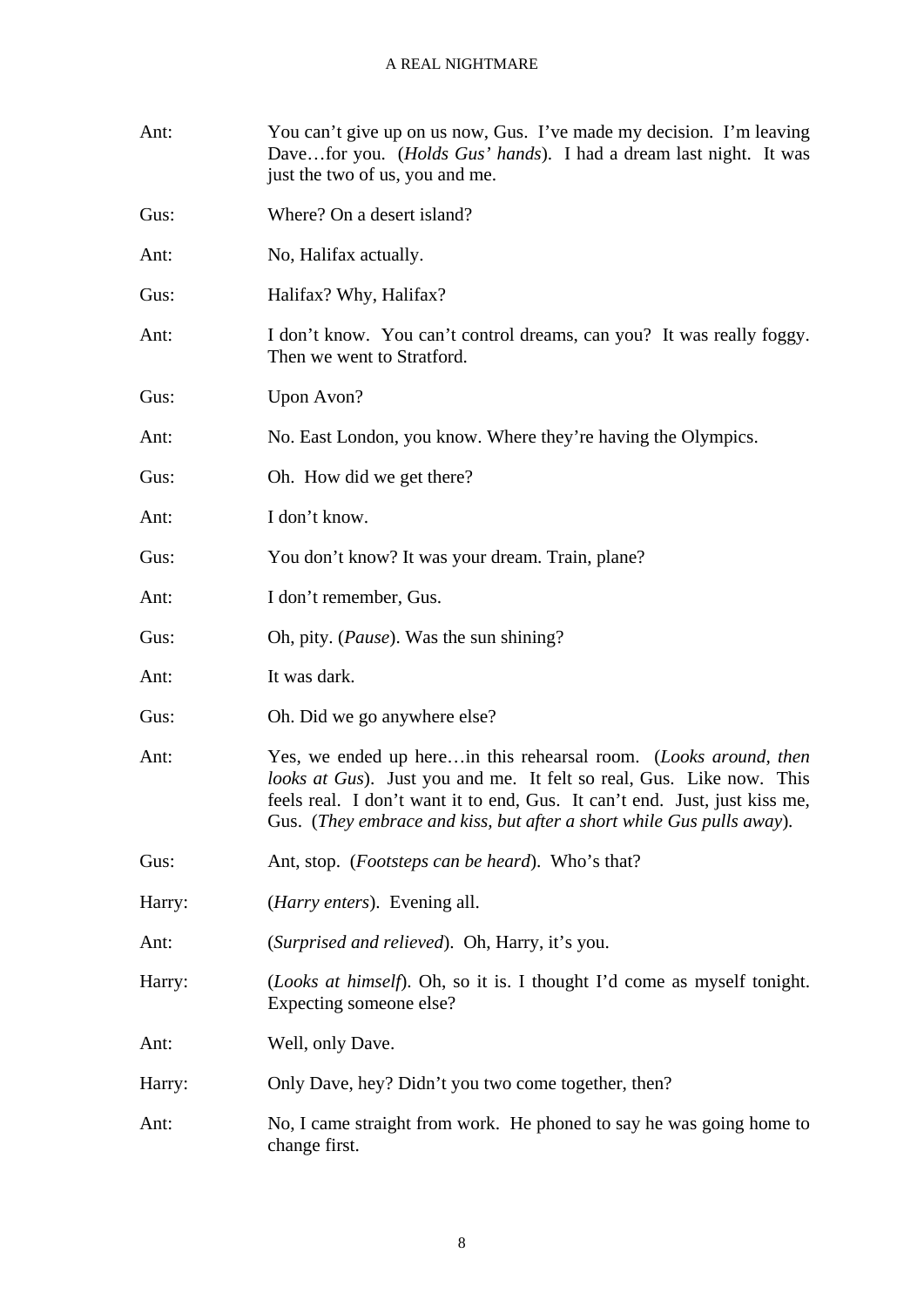Ant: You can't give up on us now, Gus. I've made my decision. I'm leaving Dave…for you. (*Holds Gus' hands*). I had a dream last night. It was just the two of us, you and me.

Gus: Where? On a desert island?

Ant: No, Halifax actually.

Gus: Halifax? Why, Halifax?

Ant: I don't know. You can't control dreams, can you? It was really foggy. Then we went to Stratford.

Gus: Upon Avon?

Ant: No. East London, you know. Where they're having the Olympics.

Gus: Oh. How did we get there?

Ant: I don't know.

Gus: You don't know? It was your dream. Train, plane?

Ant: I don't remember, Gus.

Gus: Oh, pity. (*Pause*). Was the sun shining?

Ant: It was dark.

Gus: Oh. Did we go anywhere else?

Ant: Yes, we ended up here…in this rehearsal room. (*Looks around, then looks at Gus*). Just you and me. It felt so real, Gus. Like now. This feels real. I don't want it to end, Gus. It can't end. Just, just kiss me, Gus. (*They embrace and kiss, but after a short while Gus pulls away*).

Gus: Ant, stop. (*Footsteps can be heard*). Who's that?

Harry: (*Harry enters*). Evening all.

Ant: (*Surprised and relieved*). Oh, Harry, it's you.

Harry: (*Looks at himself*). Oh, so it is. I thought I'd come as myself tonight. Expecting someone else?

Ant: Well, only Dave.

Harry: Only Dave, hey? Didn't you two come together, then?

Ant: No, I came straight from work. He phoned to say he was going home to change first.